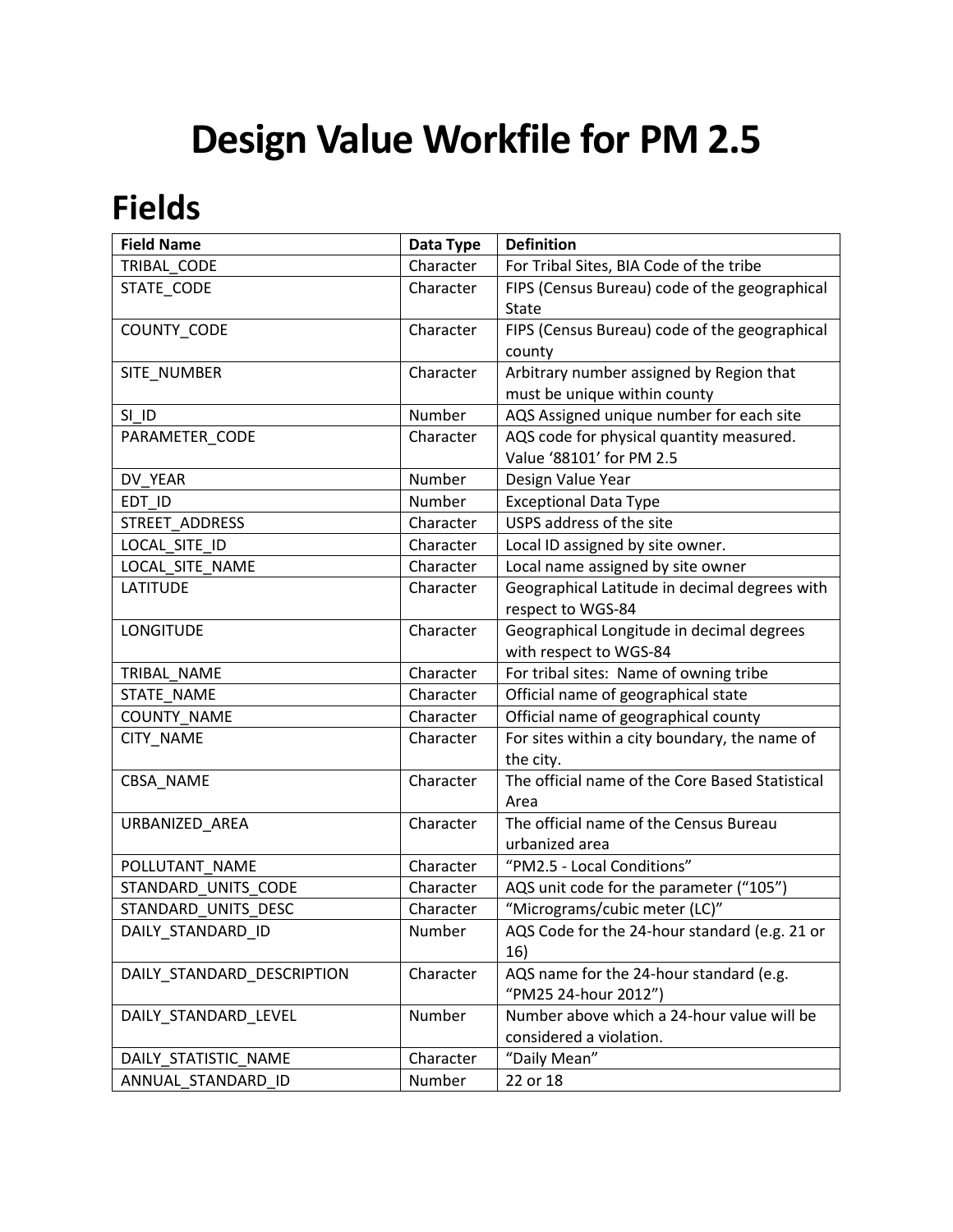# Design Value Workfile for PM 2.5

## Fields

| Field Name | Data Type | Definition |
|---|---|---|
| TRIBAL_CODE | Character | For Tribal Sites, BIA Code of the tribe |
| STATE_CODE | Character | FIPS (Census Bureau) code of the geographical State |
| COUNTY_CODE | Character | FIPS (Census Bureau) code of the geographical county |
| SITE_NUMBER | Character | Arbitrary number assigned by Region that must be unique within county |
| SI_ID | Number | AQS Assigned unique number for each site |
| PARAMETER_CODE | Character | AQS code for physical quantity measured. Value '88101' for PM 2.5 |
| DV_YEAR | Number | Design Value Year |
| EDT_ID | Number | Exceptional Data Type |
| STREET_ADDRESS | Character | USPS address of the site |
| LOCAL_SITE_ID | Character | Local ID assigned by site owner. |
| LOCAL_SITE_NAME | Character | Local name assigned by site owner |
| LATITUDE | Character | Geographical Latitude in decimal degrees with respect to WGS-84 |
| LONGITUDE | Character | Geographical Longitude in decimal degrees with respect to WGS-84 |
| TRIBAL_NAME | Character | For tribal sites: Name of owning tribe |
| STATE_NAME | Character | Official name of geographical state |
| COUNTY_NAME | Character | Official name of geographical county |
| CITY_NAME | Character | For sites within a city boundary, the name of the city. |
| CBSA_NAME | Character | The official name of the Core Based Statistical Area |
| URBANIZED_AREA | Character | The official name of the Census Bureau urbanized area |
| POLLUTANT_NAME | Character | "PM2.5 - Local Conditions" |
| STANDARD_UNITS_CODE | Character | AQS unit code for the parameter ("105") |
| STANDARD_UNITS_DESC | Character | "Micrograms/cubic meter (LC)" |
| DAILY_STANDARD_ID | Number | AQS Code for the 24-hour standard (e.g. 21 or 16) |
| DAILY_STANDARD_DESCRIPTION | Character | AQS name for the 24-hour standard (e.g. "PM25 24-hour 2012") |
| DAILY_STANDARD_LEVEL | Number | Number above which a 24-hour value will be considered a violation. |
| DAILY_STATISTIC_NAME | Character | "Daily Mean" |
| ANNUAL_STANDARD_ID | Number | 22 or 18 |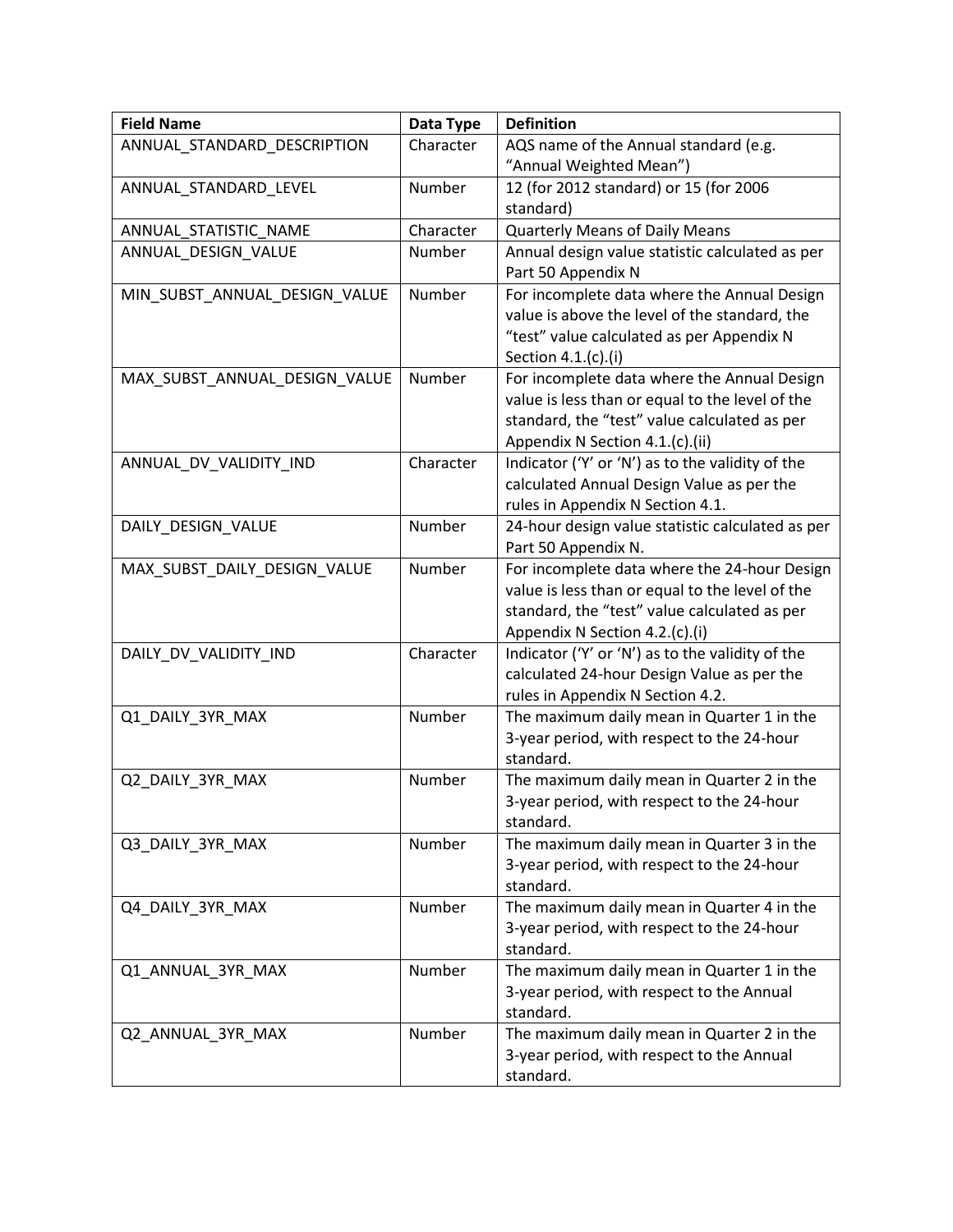| Field Name | Data Type | Definition |
|---|---|---|
| ANNUAL_STANDARD_DESCRIPTION | Character | AQS name of the Annual standard (e.g. "Annual Weighted Mean") |
| ANNUAL_STANDARD_LEVEL | Number | 12 (for 2012 standard) or 15 (for 2006 standard) |
| ANNUAL_STATISTIC_NAME | Character | Quarterly Means of Daily Means |
| ANNUAL_DESIGN_VALUE | Number | Annual design value statistic calculated as per Part 50 Appendix N |
| MIN_SUBST_ANNUAL_DESIGN_VALUE | Number | For incomplete data where the Annual Design value is above the level of the standard, the "test" value calculated as per Appendix N Section 4.1.(c).(i) |
| MAX_SUBST_ANNUAL_DESIGN_VALUE | Number | For incomplete data where the Annual Design value is less than or equal to the level of the standard, the "test" value calculated as per Appendix N Section 4.1.(c).(ii) |
| ANNUAL_DV_VALIDITY_IND | Character | Indicator ('Y' or 'N') as to the validity of the calculated Annual Design Value as per the rules in Appendix N Section 4.1. |
| DAILY_DESIGN_VALUE | Number | 24-hour design value statistic calculated as per Part 50 Appendix N. |
| MAX_SUBST_DAILY_DESIGN_VALUE | Number | For incomplete data where the 24-hour Design value is less than or equal to the level of the standard, the "test" value calculated as per Appendix N Section 4.2.(c).(i) |
| DAILY_DV_VALIDITY_IND | Character | Indicator ('Y' or 'N') as to the validity of the calculated 24-hour Design Value as per the rules in Appendix N Section 4.2. |
| Q1_DAILY_3YR_MAX | Number | The maximum daily mean in Quarter 1 in the 3-year period, with respect to the 24-hour standard. |
| Q2_DAILY_3YR_MAX | Number | The maximum daily mean in Quarter 2 in the 3-year period, with respect to the 24-hour standard. |
| Q3_DAILY_3YR_MAX | Number | The maximum daily mean in Quarter 3 in the 3-year period, with respect to the 24-hour standard. |
| Q4_DAILY_3YR_MAX | Number | The maximum daily mean in Quarter 4 in the 3-year period, with respect to the 24-hour standard. |
| Q1_ANNUAL_3YR_MAX | Number | The maximum daily mean in Quarter 1 in the 3-year period, with respect to the Annual standard. |
| Q2_ANNUAL_3YR_MAX | Number | The maximum daily mean in Quarter 2 in the 3-year period, with respect to the Annual standard. |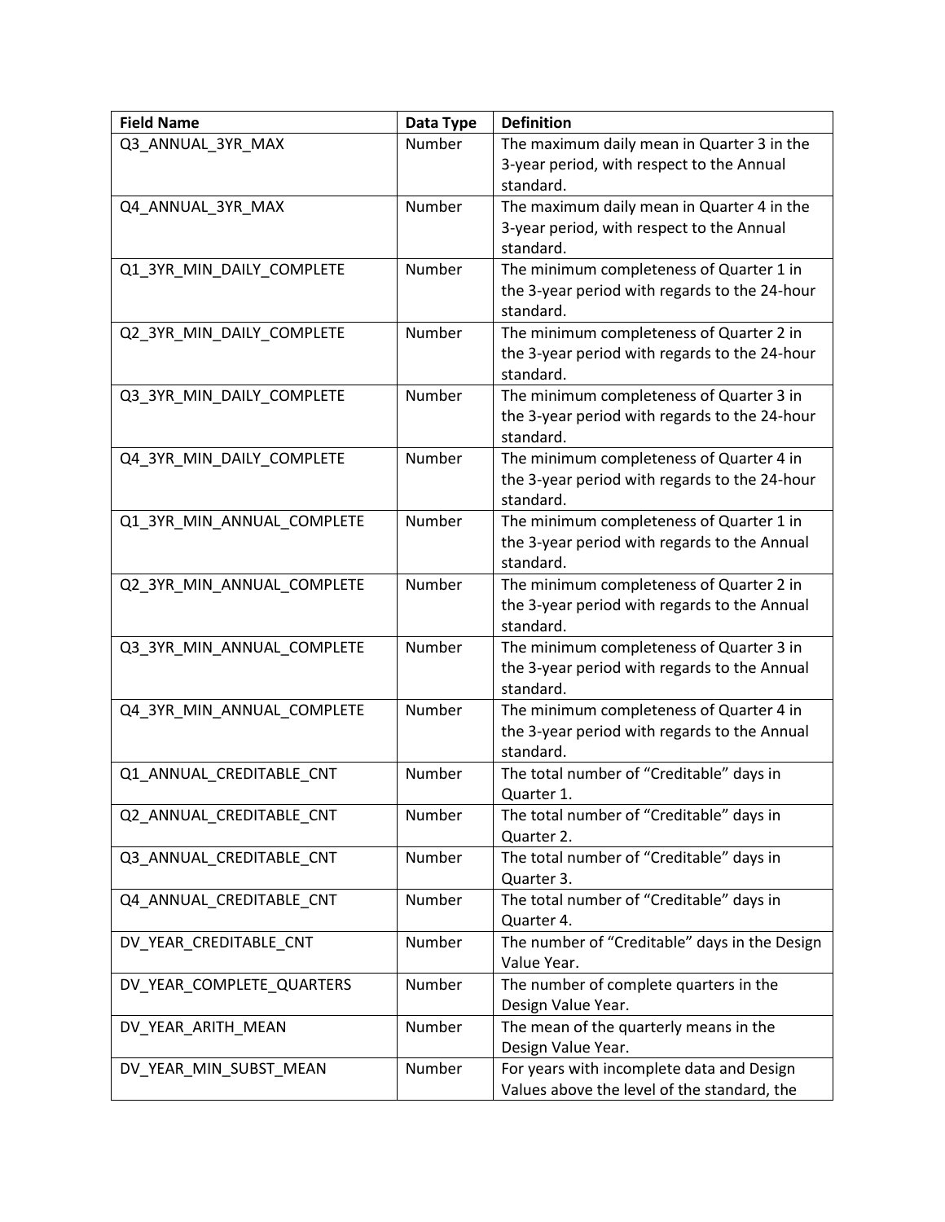| Field Name | Data Type | Definition |
| --- | --- | --- |
| Q3_ANNUAL_3YR_MAX | Number | The maximum daily mean in Quarter 3 in the 3-year period, with respect to the Annual standard. |
| Q4_ANNUAL_3YR_MAX | Number | The maximum daily mean in Quarter 4 in the 3-year period, with respect to the Annual standard. |
| Q1_3YR_MIN_DAILY_COMPLETE | Number | The minimum completeness of Quarter 1 in the 3-year period with regards to the 24-hour standard. |
| Q2_3YR_MIN_DAILY_COMPLETE | Number | The minimum completeness of Quarter 2 in the 3-year period with regards to the 24-hour standard. |
| Q3_3YR_MIN_DAILY_COMPLETE | Number | The minimum completeness of Quarter 3 in the 3-year period with regards to the 24-hour standard. |
| Q4_3YR_MIN_DAILY_COMPLETE | Number | The minimum completeness of Quarter 4 in the 3-year period with regards to the 24-hour standard. |
| Q1_3YR_MIN_ANNUAL_COMPLETE | Number | The minimum completeness of Quarter 1 in the 3-year period with regards to the Annual standard. |
| Q2_3YR_MIN_ANNUAL_COMPLETE | Number | The minimum completeness of Quarter 2 in the 3-year period with regards to the Annual standard. |
| Q3_3YR_MIN_ANNUAL_COMPLETE | Number | The minimum completeness of Quarter 3 in the 3-year period with regards to the Annual standard. |
| Q4_3YR_MIN_ANNUAL_COMPLETE | Number | The minimum completeness of Quarter 4 in the 3-year period with regards to the Annual standard. |
| Q1_ANNUAL_CREDITABLE_CNT | Number | The total number of "Creditable" days in Quarter 1. |
| Q2_ANNUAL_CREDITABLE_CNT | Number | The total number of "Creditable" days in Quarter 2. |
| Q3_ANNUAL_CREDITABLE_CNT | Number | The total number of "Creditable" days in Quarter 3. |
| Q4_ANNUAL_CREDITABLE_CNT | Number | The total number of "Creditable" days in Quarter 4. |
| DV_YEAR_CREDITABLE_CNT | Number | The number of "Creditable" days in the Design Value Year. |
| DV_YEAR_COMPLETE_QUARTERS | Number | The number of complete quarters in the Design Value Year. |
| DV_YEAR_ARITH_MEAN | Number | The mean of the quarterly means in the Design Value Year. |
| DV_YEAR_MIN_SUBST_MEAN | Number | For years with incomplete data and Design Values above the level of the standard, the |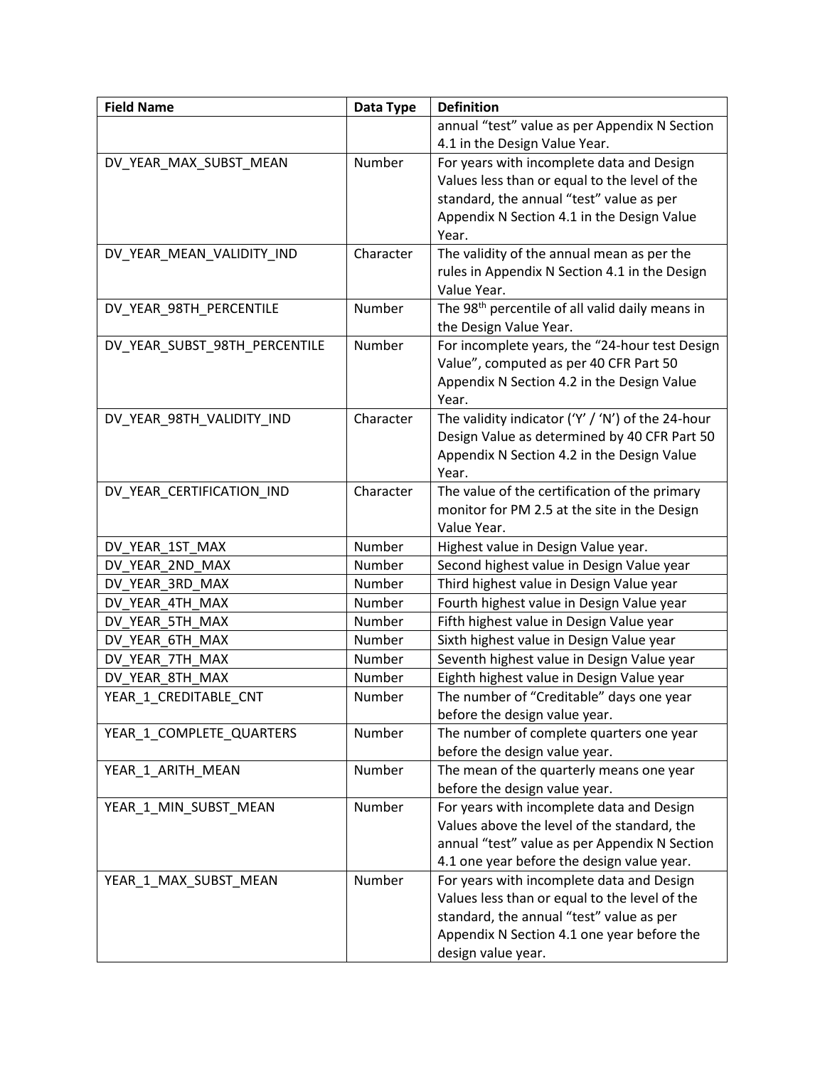| Field Name | Data Type | Definition |
|---|---|---|
| | | annual "test" value as per Appendix N Section 4.1 in the Design Value Year. |
| DV_YEAR_MAX_SUBST_MEAN | Number | For years with incomplete data and Design Values less than or equal to the level of the standard, the annual "test" value as per Appendix N Section 4.1 in the Design Value Year. |
| DV_YEAR_MEAN_VALIDITY_IND | Character | The validity of the annual mean as per the rules in Appendix N Section 4.1 in the Design Value Year. |
| DV_YEAR_98TH_PERCENTILE | Number | The 98th percentile of all valid daily means in the Design Value Year. |
| DV_YEAR_SUBST_98TH_PERCENTILE | Number | For incomplete years, the "24-hour test Design Value", computed as per 40 CFR Part 50 Appendix N Section 4.2 in the Design Value Year. |
| DV_YEAR_98TH_VALIDITY_IND | Character | The validity indicator ('Y' / 'N') of the 24-hour Design Value as determined by 40 CFR Part 50 Appendix N Section 4.2 in the Design Value Year. |
| DV_YEAR_CERTIFICATION_IND | Character | The value of the certification of the primary monitor for PM 2.5 at the site in the Design Value Year. |
| DV_YEAR_1ST_MAX | Number | Highest value in Design Value year. |
| DV_YEAR_2ND_MAX | Number | Second highest value in Design Value year |
| DV_YEAR_3RD_MAX | Number | Third highest value in Design Value year |
| DV_YEAR_4TH_MAX | Number | Fourth highest value in Design Value year |
| DV_YEAR_5TH_MAX | Number | Fifth highest value in Design Value year |
| DV_YEAR_6TH_MAX | Number | Sixth highest value in Design Value year |
| DV_YEAR_7TH_MAX | Number | Seventh highest value in Design Value year |
| DV_YEAR_8TH_MAX | Number | Eighth highest value in Design Value year |
| YEAR_1_CREDITABLE_CNT | Number | The number of "Creditable" days one year before the design value year. |
| YEAR_1_COMPLETE_QUARTERS | Number | The number of complete quarters one year before the design value year. |
| YEAR_1_ARITH_MEAN | Number | The mean of the quarterly means one year before the design value year. |
| YEAR_1_MIN_SUBST_MEAN | Number | For years with incomplete data and Design Values above the level of the standard, the annual "test" value as per Appendix N Section 4.1 one year before the design value year. |
| YEAR_1_MAX_SUBST_MEAN | Number | For years with incomplete data and Design Values less than or equal to the level of the standard, the annual "test" value as per Appendix N Section 4.1 one year before the design value year. |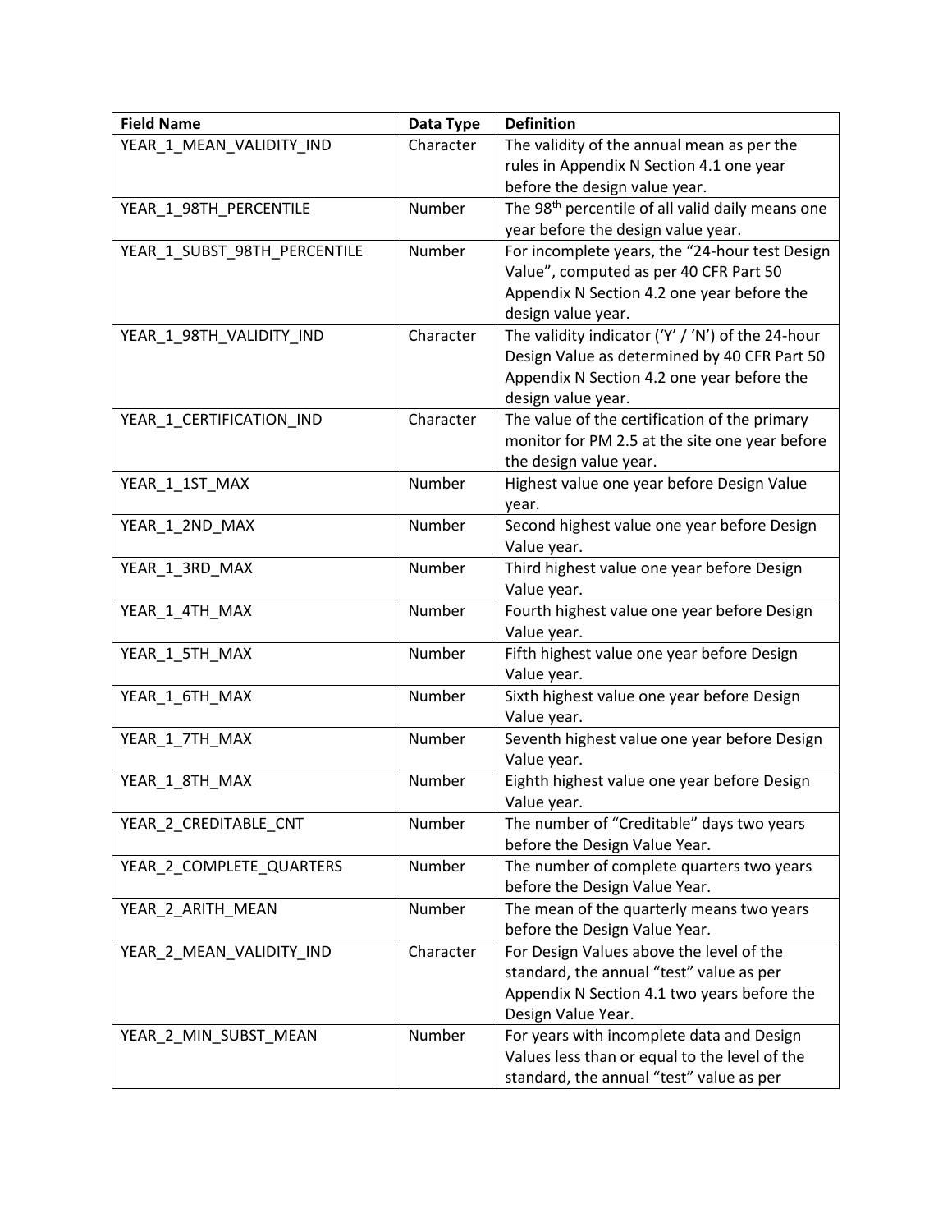| Field Name | Data Type | Definition |
|---|---|---|
| YEAR_1_MEAN_VALIDITY_IND | Character | The validity of the annual mean as per the rules in Appendix N Section 4.1 one year before the design value year. |
| YEAR_1_98TH_PERCENTILE | Number | The 98th percentile of all valid daily means one year before the design value year. |
| YEAR_1_SUBST_98TH_PERCENTILE | Number | For incomplete years, the "24-hour test Design Value", computed as per 40 CFR Part 50 Appendix N Section 4.2 one year before the design value year. |
| YEAR_1_98TH_VALIDITY_IND | Character | The validity indicator ('Y' / 'N') of the 24-hour Design Value as determined by 40 CFR Part 50 Appendix N Section 4.2 one year before the design value year. |
| YEAR_1_CERTIFICATION_IND | Character | The value of the certification of the primary monitor for PM 2.5 at the site one year before the design value year. |
| YEAR_1_1ST_MAX | Number | Highest value one year before Design Value year. |
| YEAR_1_2ND_MAX | Number | Second highest value one year before Design Value year. |
| YEAR_1_3RD_MAX | Number | Third highest value one year before Design Value year. |
| YEAR_1_4TH_MAX | Number | Fourth highest value one year before Design Value year. |
| YEAR_1_5TH_MAX | Number | Fifth highest value one year before Design Value year. |
| YEAR_1_6TH_MAX | Number | Sixth highest value one year before Design Value year. |
| YEAR_1_7TH_MAX | Number | Seventh highest value one year before Design Value year. |
| YEAR_1_8TH_MAX | Number | Eighth highest value one year before Design Value year. |
| YEAR_2_CREDITABLE_CNT | Number | The number of "Creditable" days two years before the Design Value Year. |
| YEAR_2_COMPLETE_QUARTERS | Number | The number of complete quarters two years before the Design Value Year. |
| YEAR_2_ARITH_MEAN | Number | The mean of the quarterly means two years before the Design Value Year. |
| YEAR_2_MEAN_VALIDITY_IND | Character | For Design Values above the level of the standard, the annual "test" value as per Appendix N Section 4.1 two years before the Design Value Year. |
| YEAR_2_MIN_SUBST_MEAN | Number | For years with incomplete data and Design Values less than or equal to the level of the standard, the annual "test" value as per |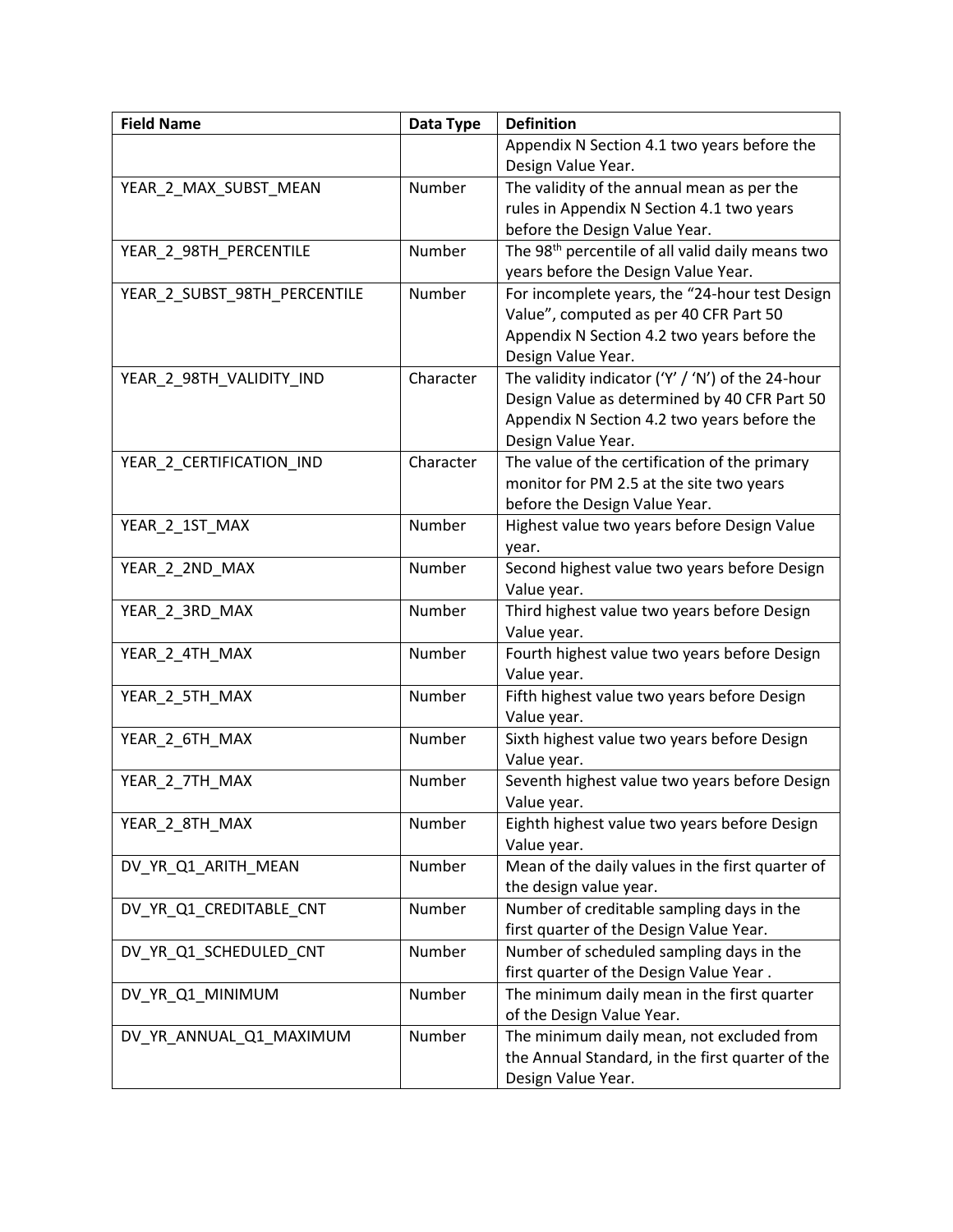| Field Name | Data Type | Definition |
|---|---|---|
| | | Appendix N Section 4.1 two years before the Design Value Year. |
| YEAR_2_MAX_SUBST_MEAN | Number | The validity of the annual mean as per the rules in Appendix N Section 4.1 two years before the Design Value Year. |
| YEAR_2_98TH_PERCENTILE | Number | The 98th percentile of all valid daily means two years before the Design Value Year. |
| YEAR_2_SUBST_98TH_PERCENTILE | Number | For incomplete years, the "24-hour test Design Value", computed as per 40 CFR Part 50 Appendix N Section 4.2 two years before the Design Value Year. |
| YEAR_2_98TH_VALIDITY_IND | Character | The validity indicator ('Y' / 'N') of the 24-hour Design Value as determined by 40 CFR Part 50 Appendix N Section 4.2 two years before the Design Value Year. |
| YEAR_2_CERTIFICATION_IND | Character | The value of the certification of the primary monitor for PM 2.5 at the site two years before the Design Value Year. |
| YEAR_2_1ST_MAX | Number | Highest value two years before Design Value year. |
| YEAR_2_2ND_MAX | Number | Second highest value two years before Design Value year. |
| YEAR_2_3RD_MAX | Number | Third highest value two years before Design Value year. |
| YEAR_2_4TH_MAX | Number | Fourth highest value two years before Design Value year. |
| YEAR_2_5TH_MAX | Number | Fifth highest value two years before Design Value year. |
| YEAR_2_6TH_MAX | Number | Sixth highest value two years before Design Value year. |
| YEAR_2_7TH_MAX | Number | Seventh highest value two years before Design Value year. |
| YEAR_2_8TH_MAX | Number | Eighth highest value two years before Design Value year. |
| DV_YR_Q1_ARITH_MEAN | Number | Mean of the daily values in the first quarter of the design value year. |
| DV_YR_Q1_CREDITABLE_CNT | Number | Number of creditable sampling days in the first quarter of the Design Value Year. |
| DV_YR_Q1_SCHEDULED_CNT | Number | Number of scheduled sampling days in the first quarter of the Design Value Year . |
| DV_YR_Q1_MINIMUM | Number | The minimum daily mean in the first quarter of the Design Value Year. |
| DV_YR_ANNUAL_Q1_MAXIMUM | Number | The minimum daily mean, not excluded from the Annual Standard, in the first quarter of the Design Value Year. |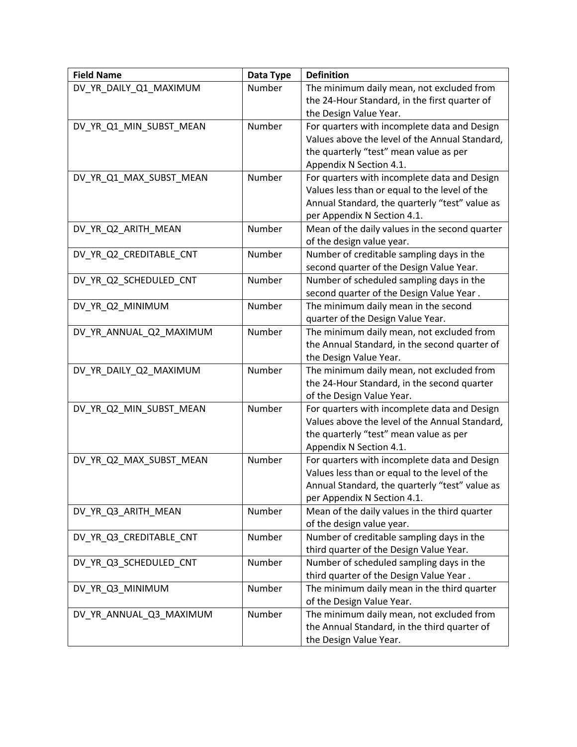| Field Name | Data Type | Definition |
| --- | --- | --- |
| DV_YR_DAILY_Q1_MAXIMUM | Number | The minimum daily mean, not excluded from the 24-Hour Standard, in the first quarter of the Design Value Year. |
| DV_YR_Q1_MIN_SUBST_MEAN | Number | For quarters with incomplete data and Design Values above the level of the Annual Standard, the quarterly "test" mean value as per Appendix N Section 4.1. |
| DV_YR_Q1_MAX_SUBST_MEAN | Number | For quarters with incomplete data and Design Values less than or equal to the level of the Annual Standard, the quarterly "test" value as per Appendix N Section 4.1. |
| DV_YR_Q2_ARITH_MEAN | Number | Mean of the daily values in the second quarter of the design value year. |
| DV_YR_Q2_CREDITABLE_CNT | Number | Number of creditable sampling days in the second quarter of the Design Value Year. |
| DV_YR_Q2_SCHEDULED_CNT | Number | Number of scheduled sampling days in the second quarter of the Design Value Year . |
| DV_YR_Q2_MINIMUM | Number | The minimum daily mean in the second quarter of the Design Value Year. |
| DV_YR_ANNUAL_Q2_MAXIMUM | Number | The minimum daily mean, not excluded from the Annual Standard, in the second quarter of the Design Value Year. |
| DV_YR_DAILY_Q2_MAXIMUM | Number | The minimum daily mean, not excluded from the 24-Hour Standard, in the second quarter of the Design Value Year. |
| DV_YR_Q2_MIN_SUBST_MEAN | Number | For quarters with incomplete data and Design Values above the level of the Annual Standard, the quarterly "test" mean value as per Appendix N Section 4.1. |
| DV_YR_Q2_MAX_SUBST_MEAN | Number | For quarters with incomplete data and Design Values less than or equal to the level of the Annual Standard, the quarterly "test" value as per Appendix N Section 4.1. |
| DV_YR_Q3_ARITH_MEAN | Number | Mean of the daily values in the third quarter of the design value year. |
| DV_YR_Q3_CREDITABLE_CNT | Number | Number of creditable sampling days in the third quarter of the Design Value Year. |
| DV_YR_Q3_SCHEDULED_CNT | Number | Number of scheduled sampling days in the third quarter of the Design Value Year . |
| DV_YR_Q3_MINIMUM | Number | The minimum daily mean in the third quarter of the Design Value Year. |
| DV_YR_ANNUAL_Q3_MAXIMUM | Number | The minimum daily mean, not excluded from the Annual Standard, in the third quarter of the Design Value Year. |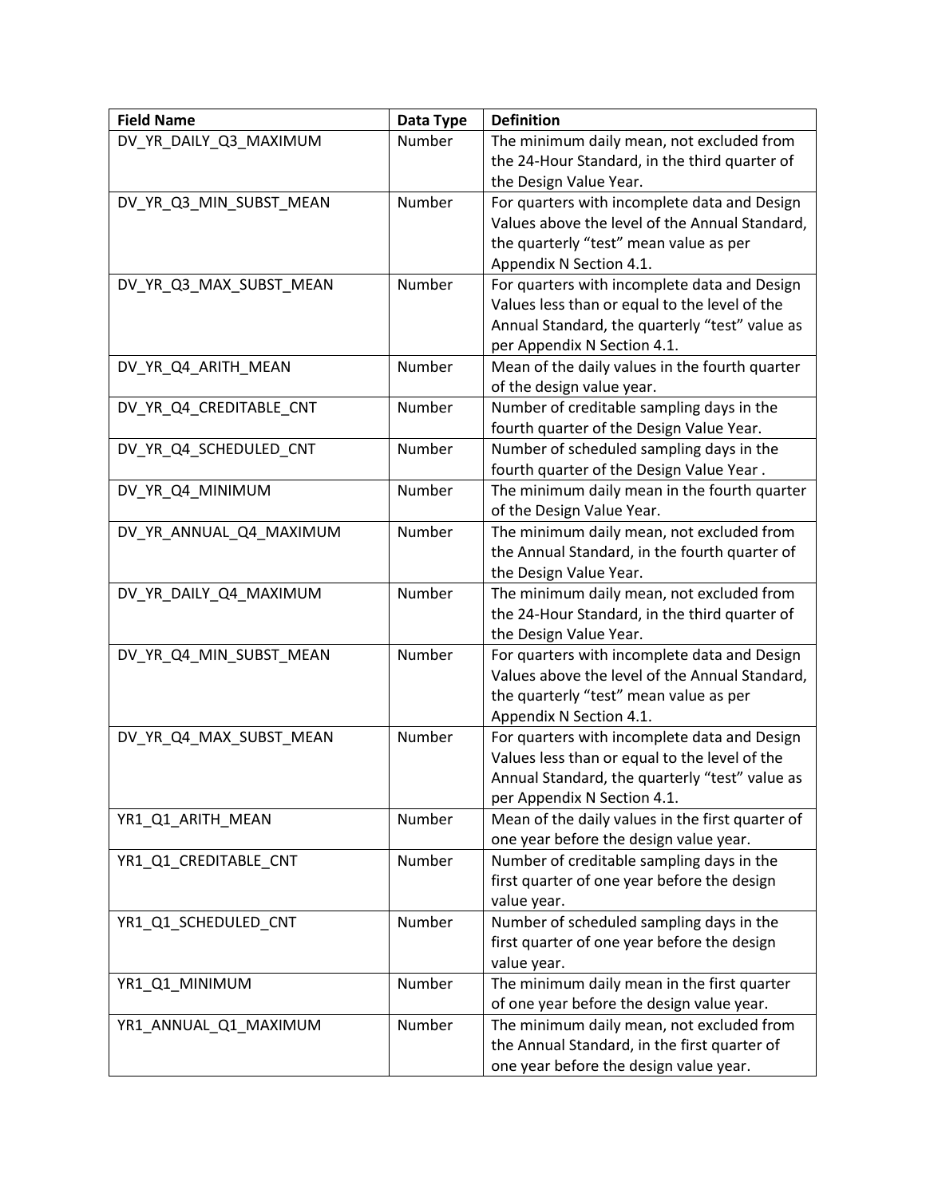| Field Name | Data Type | Definition |
|---|---|---|
| DV_YR_DAILY_Q3_MAXIMUM | Number | The minimum daily mean, not excluded from the 24-Hour Standard, in the third quarter of the Design Value Year. |
| DV_YR_Q3_MIN_SUBST_MEAN | Number | For quarters with incomplete data and Design Values above the level of the Annual Standard, the quarterly "test" mean value as per Appendix N Section 4.1. |
| DV_YR_Q3_MAX_SUBST_MEAN | Number | For quarters with incomplete data and Design Values less than or equal to the level of the Annual Standard, the quarterly "test" value as per Appendix N Section 4.1. |
| DV_YR_Q4_ARITH_MEAN | Number | Mean of the daily values in the fourth quarter of the design value year. |
| DV_YR_Q4_CREDITABLE_CNT | Number | Number of creditable sampling days in the fourth quarter of the Design Value Year. |
| DV_YR_Q4_SCHEDULED_CNT | Number | Number of scheduled sampling days in the fourth quarter of the Design Value Year . |
| DV_YR_Q4_MINIMUM | Number | The minimum daily mean in the fourth quarter of the Design Value Year. |
| DV_YR_ANNUAL_Q4_MAXIMUM | Number | The minimum daily mean, not excluded from the Annual Standard, in the fourth quarter of the Design Value Year. |
| DV_YR_DAILY_Q4_MAXIMUM | Number | The minimum daily mean, not excluded from the 24-Hour Standard, in the third quarter of the Design Value Year. |
| DV_YR_Q4_MIN_SUBST_MEAN | Number | For quarters with incomplete data and Design Values above the level of the Annual Standard, the quarterly "test" mean value as per Appendix N Section 4.1. |
| DV_YR_Q4_MAX_SUBST_MEAN | Number | For quarters with incomplete data and Design Values less than or equal to the level of the Annual Standard, the quarterly "test" value as per Appendix N Section 4.1. |
| YR1_Q1_ARITH_MEAN | Number | Mean of the daily values in the first quarter of one year before the design value year. |
| YR1_Q1_CREDITABLE_CNT | Number | Number of creditable sampling days in the first quarter of one year before the design value year. |
| YR1_Q1_SCHEDULED_CNT | Number | Number of scheduled sampling days in the first quarter of one year before the design value year. |
| YR1_Q1_MINIMUM | Number | The minimum daily mean in the first quarter of one year before the design value year. |
| YR1_ANNUAL_Q1_MAXIMUM | Number | The minimum daily mean, not excluded from the Annual Standard, in the first quarter of one year before the design value year. |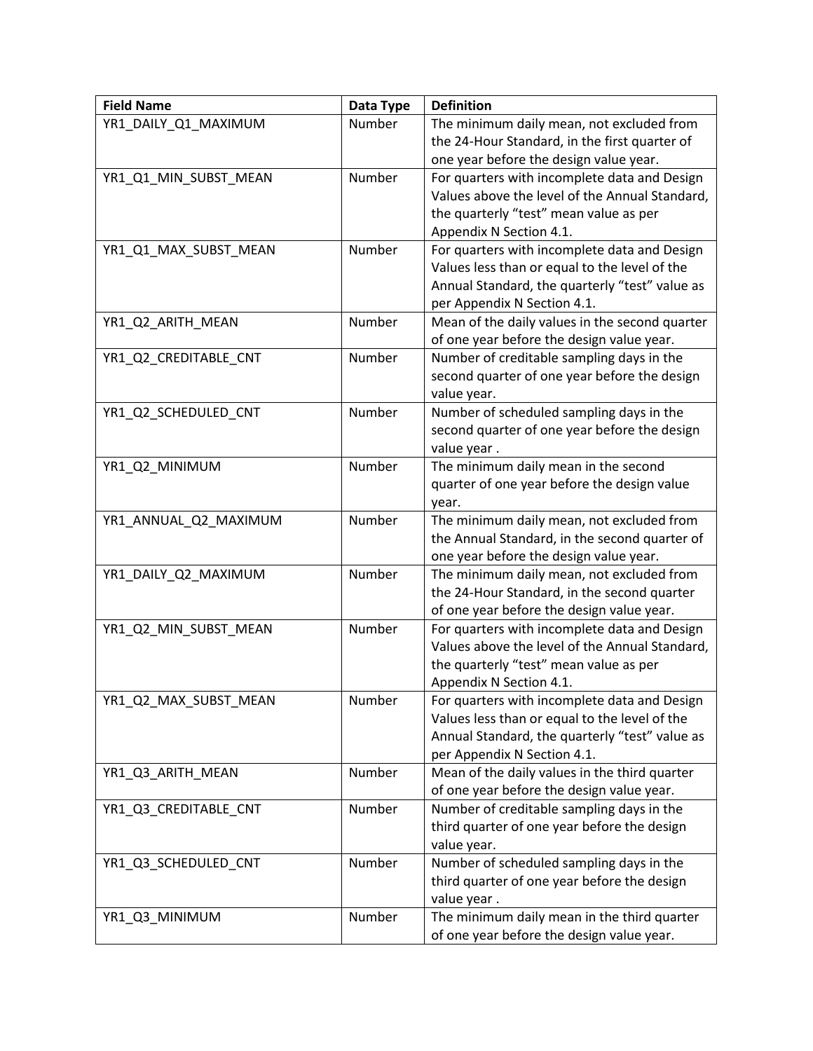| Field Name | Data Type | Definition |
|---|---|---|
| YR1_DAILY_Q1_MAXIMUM | Number | The minimum daily mean, not excluded from the 24-Hour Standard, in the first quarter of one year before the design value year. |
| YR1_Q1_MIN_SUBST_MEAN | Number | For quarters with incomplete data and Design Values above the level of the Annual Standard, the quarterly “test” mean value as per Appendix N Section 4.1. |
| YR1_Q1_MAX_SUBST_MEAN | Number | For quarters with incomplete data and Design Values less than or equal to the level of the Annual Standard, the quarterly “test” value as per Appendix N Section 4.1. |
| YR1_Q2_ARITH_MEAN | Number | Mean of the daily values in the second quarter of one year before the design value year. |
| YR1_Q2_CREDITABLE_CNT | Number | Number of creditable sampling days in the second quarter of one year before the design value year. |
| YR1_Q2_SCHEDULED_CNT | Number | Number of scheduled sampling days in the second quarter of one year before the design value year . |
| YR1_Q2_MINIMUM | Number | The minimum daily mean in the second quarter of one year before the design value year. |
| YR1_ANNUAL_Q2_MAXIMUM | Number | The minimum daily mean, not excluded from the Annual Standard, in the second quarter of one year before the design value year. |
| YR1_DAILY_Q2_MAXIMUM | Number | The minimum daily mean, not excluded from the 24-Hour Standard, in the second quarter of one year before the design value year. |
| YR1_Q2_MIN_SUBST_MEAN | Number | For quarters with incomplete data and Design Values above the level of the Annual Standard, the quarterly “test” mean value as per Appendix N Section 4.1. |
| YR1_Q2_MAX_SUBST_MEAN | Number | For quarters with incomplete data and Design Values less than or equal to the level of the Annual Standard, the quarterly “test” value as per Appendix N Section 4.1. |
| YR1_Q3_ARITH_MEAN | Number | Mean of the daily values in the third quarter of one year before the design value year. |
| YR1_Q3_CREDITABLE_CNT | Number | Number of creditable sampling days in the third quarter of one year before the design value year. |
| YR1_Q3_SCHEDULED_CNT | Number | Number of scheduled sampling days in the third quarter of one year before the design value year . |
| YR1_Q3_MINIMUM | Number | The minimum daily mean in the third quarter of one year before the design value year. |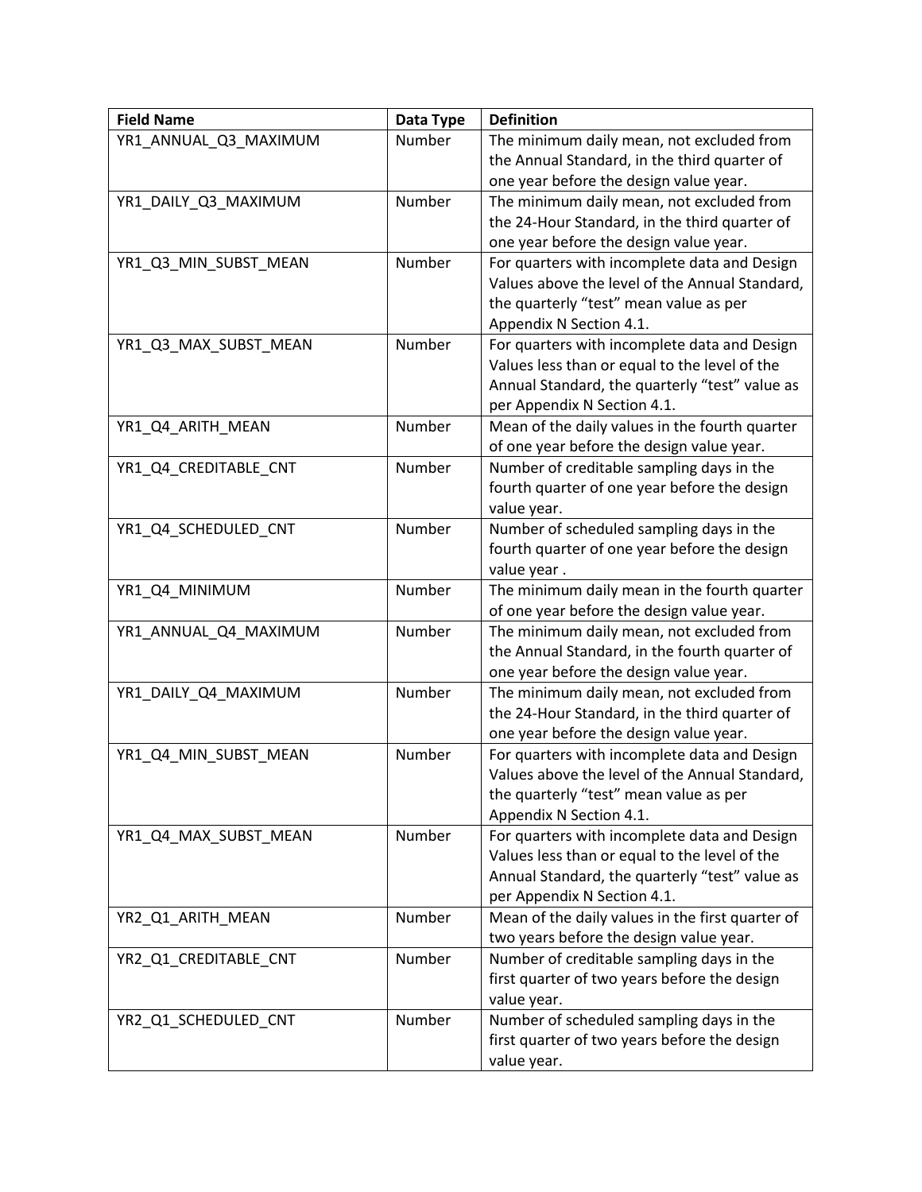| Field Name | Data Type | Definition |
| --- | --- | --- |
| YR1_ANNUAL_Q3_MAXIMUM | Number | The minimum daily mean, not excluded from the Annual Standard, in the third quarter of one year before the design value year. |
| YR1_DAILY_Q3_MAXIMUM | Number | The minimum daily mean, not excluded from the 24-Hour Standard, in the third quarter of one year before the design value year. |
| YR1_Q3_MIN_SUBST_MEAN | Number | For quarters with incomplete data and Design Values above the level of the Annual Standard, the quarterly “test” mean value as per Appendix N Section 4.1. |
| YR1_Q3_MAX_SUBST_MEAN | Number | For quarters with incomplete data and Design Values less than or equal to the level of the Annual Standard, the quarterly “test” value as per Appendix N Section 4.1. |
| YR1_Q4_ARITH_MEAN | Number | Mean of the daily values in the fourth quarter of one year before the design value year. |
| YR1_Q4_CREDITABLE_CNT | Number | Number of creditable sampling days in the fourth quarter of one year before the design value year. |
| YR1_Q4_SCHEDULED_CNT | Number | Number of scheduled sampling days in the fourth quarter of one year before the design value year . |
| YR1_Q4_MINIMUM | Number | The minimum daily mean in the fourth quarter of one year before the design value year. |
| YR1_ANNUAL_Q4_MAXIMUM | Number | The minimum daily mean, not excluded from the Annual Standard, in the fourth quarter of one year before the design value year. |
| YR1_DAILY_Q4_MAXIMUM | Number | The minimum daily mean, not excluded from the 24-Hour Standard, in the third quarter of one year before the design value year. |
| YR1_Q4_MIN_SUBST_MEAN | Number | For quarters with incomplete data and Design Values above the level of the Annual Standard, the quarterly “test” mean value as per Appendix N Section 4.1. |
| YR1_Q4_MAX_SUBST_MEAN | Number | For quarters with incomplete data and Design Values less than or equal to the level of the Annual Standard, the quarterly “test” value as per Appendix N Section 4.1. |
| YR2_Q1_ARITH_MEAN | Number | Mean of the daily values in the first quarter of two years before the design value year. |
| YR2_Q1_CREDITABLE_CNT | Number | Number of creditable sampling days in the first quarter of two years before the design value year. |
| YR2_Q1_SCHEDULED_CNT | Number | Number of scheduled sampling days in the first quarter of two years before the design value year. |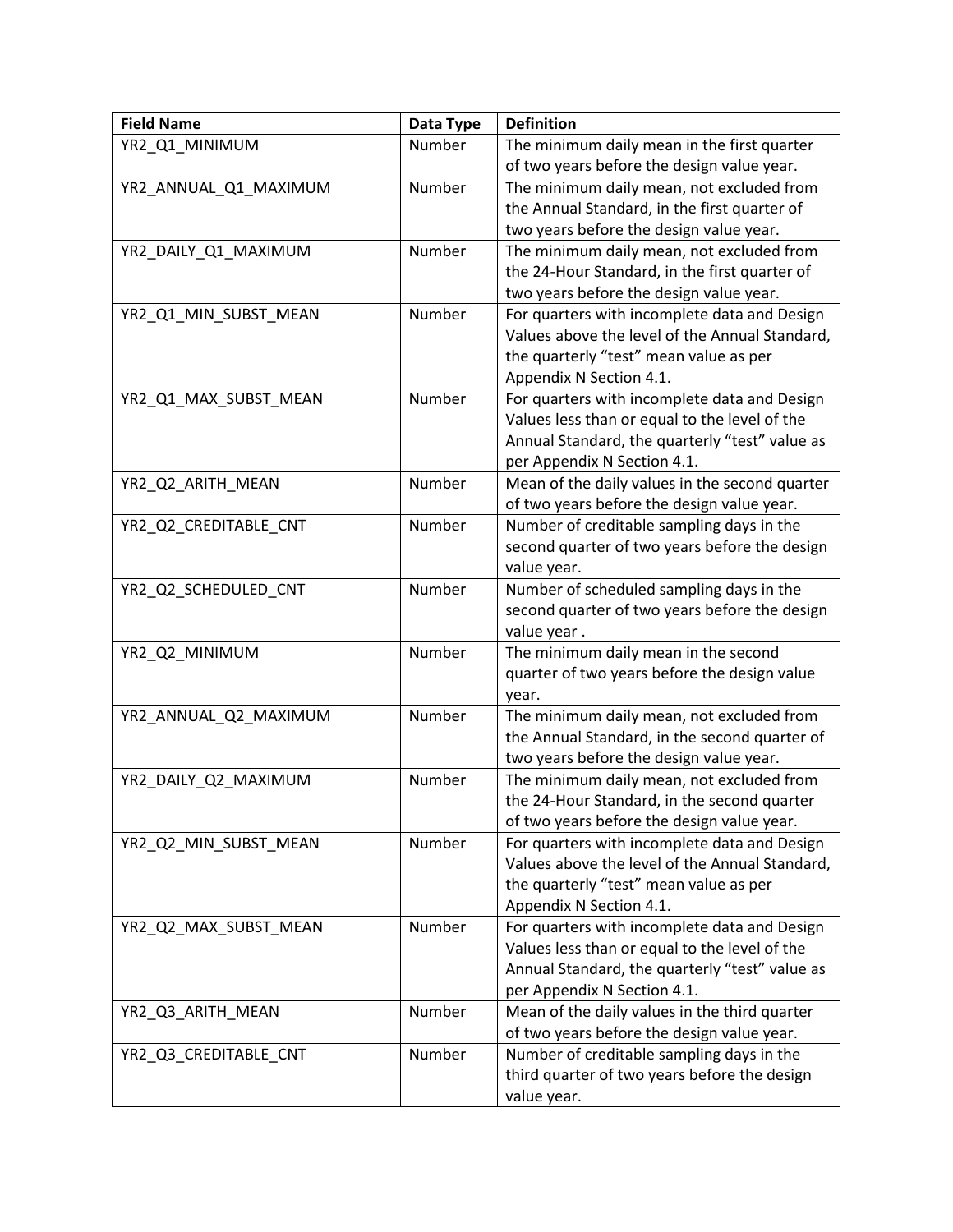| Field Name | Data Type | Definition |
|---|---|---|
| YR2_Q1_MINIMUM | Number | The minimum daily mean in the first quarter of two years before the design value year. |
| YR2_ANNUAL_Q1_MAXIMUM | Number | The minimum daily mean, not excluded from the Annual Standard, in the first quarter of two years before the design value year. |
| YR2_DAILY_Q1_MAXIMUM | Number | The minimum daily mean, not excluded from the 24-Hour Standard, in the first quarter of two years before the design value year. |
| YR2_Q1_MIN_SUBST_MEAN | Number | For quarters with incomplete data and Design Values above the level of the Annual Standard, the quarterly "test" mean value as per Appendix N Section 4.1. |
| YR2_Q1_MAX_SUBST_MEAN | Number | For quarters with incomplete data and Design Values less than or equal to the level of the Annual Standard, the quarterly "test" value as per Appendix N Section 4.1. |
| YR2_Q2_ARITH_MEAN | Number | Mean of the daily values in the second quarter of two years before the design value year. |
| YR2_Q2_CREDITABLE_CNT | Number | Number of creditable sampling days in the second quarter of two years before the design value year. |
| YR2_Q2_SCHEDULED_CNT | Number | Number of scheduled sampling days in the second quarter of two years before the design value year . |
| YR2_Q2_MINIMUM | Number | The minimum daily mean in the second quarter of two years before the design value year. |
| YR2_ANNUAL_Q2_MAXIMUM | Number | The minimum daily mean, not excluded from the Annual Standard, in the second quarter of two years before the design value year. |
| YR2_DAILY_Q2_MAXIMUM | Number | The minimum daily mean, not excluded from the 24-Hour Standard, in the second quarter of two years before the design value year. |
| YR2_Q2_MIN_SUBST_MEAN | Number | For quarters with incomplete data and Design Values above the level of the Annual Standard, the quarterly "test" mean value as per Appendix N Section 4.1. |
| YR2_Q2_MAX_SUBST_MEAN | Number | For quarters with incomplete data and Design Values less than or equal to the level of the Annual Standard, the quarterly "test" value as per Appendix N Section 4.1. |
| YR2_Q3_ARITH_MEAN | Number | Mean of the daily values in the third quarter of two years before the design value year. |
| YR2_Q3_CREDITABLE_CNT | Number | Number of creditable sampling days in the third quarter of two years before the design value year. |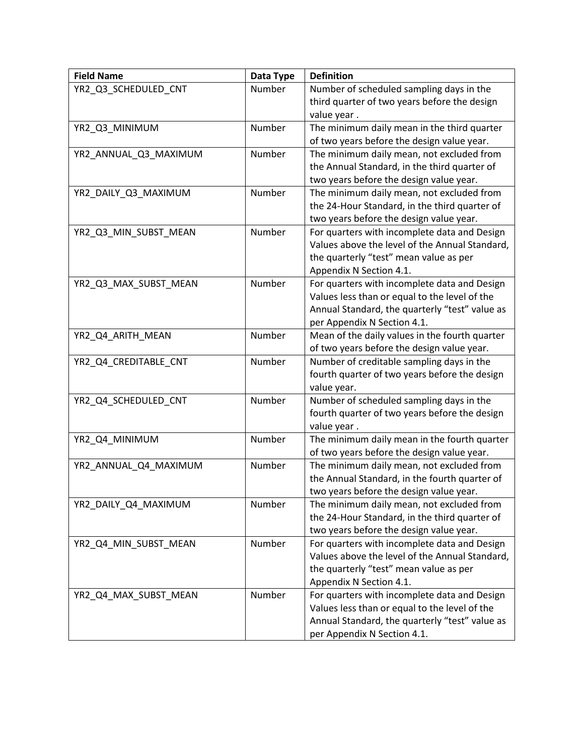| Field Name | Data Type | Definition |
| --- | --- | --- |
| YR2_Q3_SCHEDULED_CNT | Number | Number of scheduled sampling days in the third quarter of two years before the design value year . |
| YR2_Q3_MINIMUM | Number | The minimum daily mean in the third quarter of two years before the design value year. |
| YR2_ANNUAL_Q3_MAXIMUM | Number | The minimum daily mean, not excluded from the Annual Standard, in the third quarter of two years before the design value year. |
| YR2_DAILY_Q3_MAXIMUM | Number | The minimum daily mean, not excluded from the 24-Hour Standard, in the third quarter of two years before the design value year. |
| YR2_Q3_MIN_SUBST_MEAN | Number | For quarters with incomplete data and Design Values above the level of the Annual Standard, the quarterly "test" mean value as per Appendix N Section 4.1. |
| YR2_Q3_MAX_SUBST_MEAN | Number | For quarters with incomplete data and Design Values less than or equal to the level of the Annual Standard, the quarterly "test" value as per Appendix N Section 4.1. |
| YR2_Q4_ARITH_MEAN | Number | Mean of the daily values in the fourth quarter of two years before the design value year. |
| YR2_Q4_CREDITABLE_CNT | Number | Number of creditable sampling days in the fourth quarter of two years before the design value year. |
| YR2_Q4_SCHEDULED_CNT | Number | Number of scheduled sampling days in the fourth quarter of two years before the design value year . |
| YR2_Q4_MINIMUM | Number | The minimum daily mean in the fourth quarter of two years before the design value year. |
| YR2_ANNUAL_Q4_MAXIMUM | Number | The minimum daily mean, not excluded from the Annual Standard, in the fourth quarter of two years before the design value year. |
| YR2_DAILY_Q4_MAXIMUM | Number | The minimum daily mean, not excluded from the 24-Hour Standard, in the third quarter of two years before the design value year. |
| YR2_Q4_MIN_SUBST_MEAN | Number | For quarters with incomplete data and Design Values above the level of the Annual Standard, the quarterly "test" mean value as per Appendix N Section 4.1. |
| YR2_Q4_MAX_SUBST_MEAN | Number | For quarters with incomplete data and Design Values less than or equal to the level of the Annual Standard, the quarterly "test" value as per Appendix N Section 4.1. |